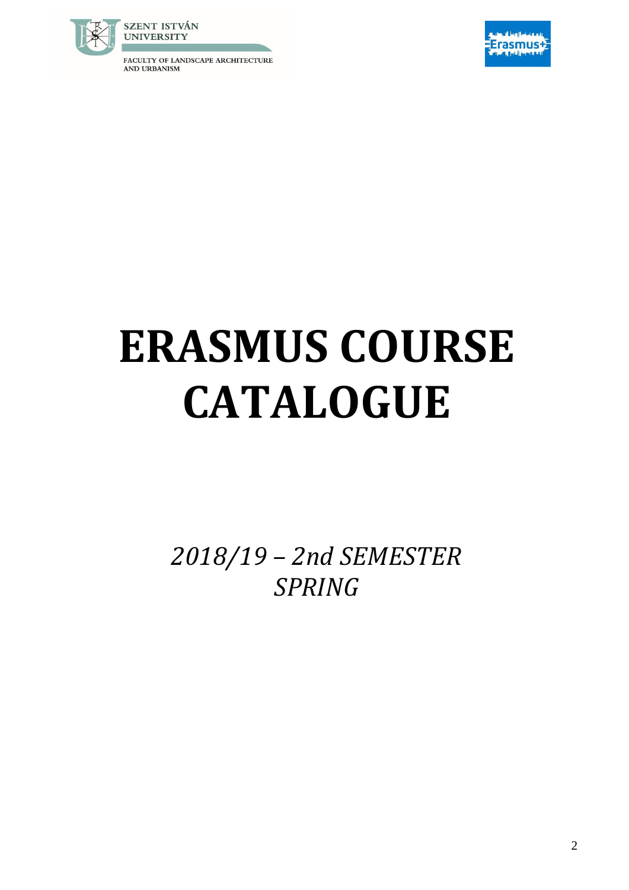SZENT ISTVÁN UNIVERSITY

FACULTY OF LANDSCAPE ARCHITECTURE AND URBANISM

Erasmus+

# ERASMUS COURSE CATALOGUE

*2018/19 – 2nd SEMESTER*
*SPRING*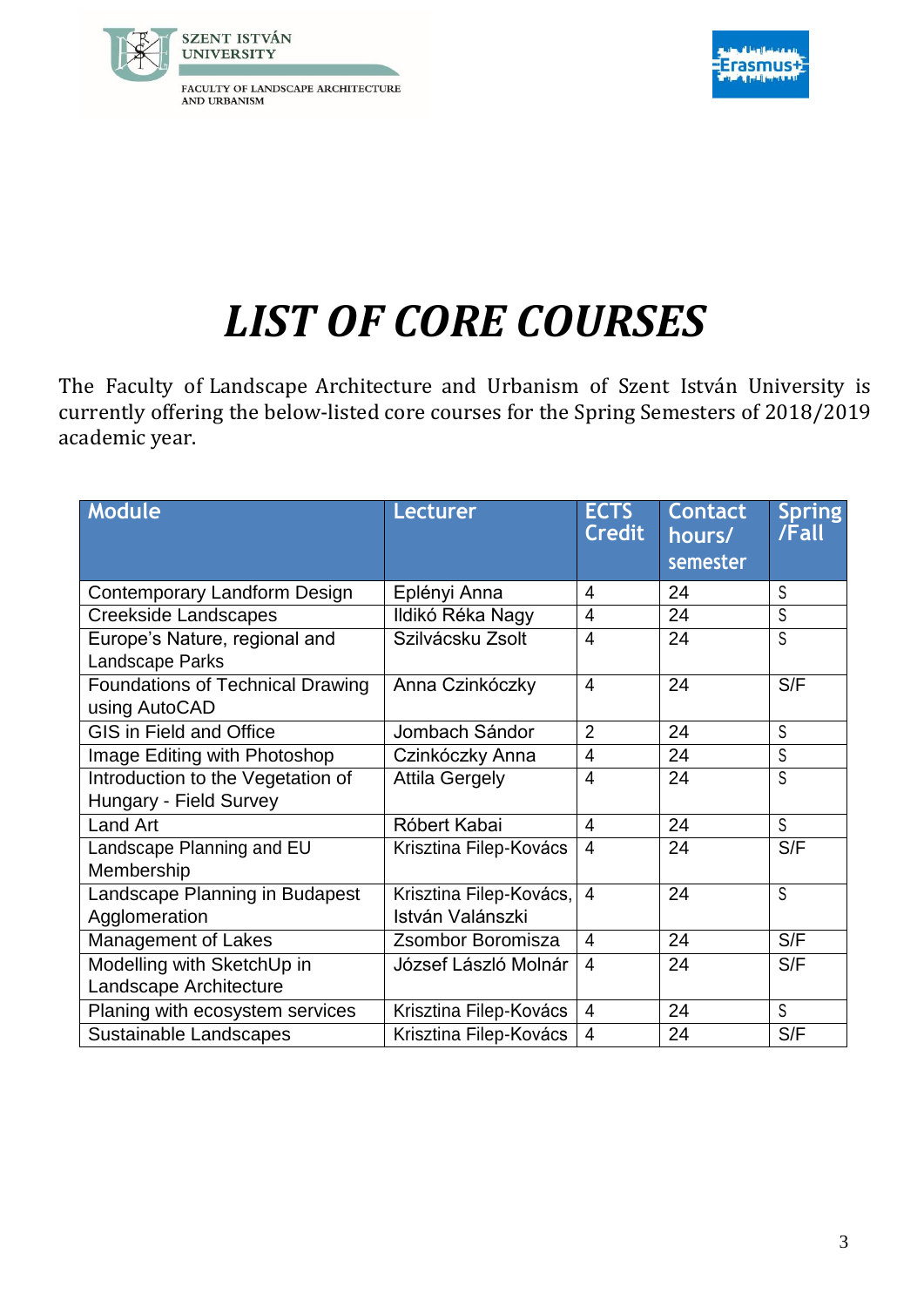SZENT ISTVÁN UNIVERSITY

FACULTY OF LANDSCAPE ARCHITECTURE AND URBANISM

Erasmus+

# *LIST OF CORE COURSES*

The Faculty of Landscape Architecture and Urbanism of Szent István University is currently offering the below-listed core courses for the Spring Semesters of 2018/2019 academic year.

| Module | Lecturer | ECTS Credit | Contact hours/ semester | Spring /Fall |
|---|---|---|---|---|
| Contemporary Landform Design | Eplényi Anna | 4 | 24 | S |
| Creekside Landscapes | Ildikó Réka Nagy | 4 | 24 | S |
| Europe's Nature, regional and Landscape Parks | Szilvácsku Zsolt | 4 | 24 | S |
| Foundations of Technical Drawing using AutoCAD | Anna Czinkóczky | 4 | 24 | S/F |
| GIS in Field and Office | Jombach Sándor | 2 | 24 | S |
| Image Editing with Photoshop | Czinkóczky Anna | 4 | 24 | S |
| Introduction to the Vegetation of Hungary - Field Survey | Attila Gergely | 4 | 24 | S |
| Land Art | Róbert Kabai | 4 | 24 | S |
| Landscape Planning and EU Membership | Krisztina Filep-Kovács | 4 | 24 | S/F |
| Landscape Planning in Budapest Agglomeration | Krisztina Filep-Kovács, István Valánszki | 4 | 24 | S |
| Management of Lakes | Zsombor Boromisza | 4 | 24 | S/F |
| Modelling with SketchUp in Landscape Architecture | József László Molnár | 4 | 24 | S/F |
| Planing with ecosystem services | Krisztina Filep-Kovács | 4 | 24 | S |
| Sustainable Landscapes | Krisztina Filep-Kovács | 4 | 24 | S/F |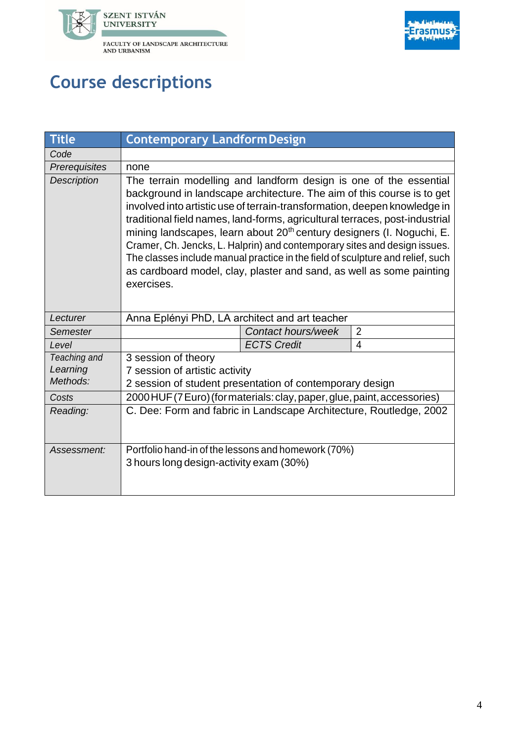# Course descriptions

| Title | Contemporary Landform Design | | |
|---|---|---|---|
| *Code* | | | |
| *Prerequisites* | none | | |
| *Description* | The terrain modelling and landform design is one of the essential background in landscape architecture. The aim of this course is to get involved into artistic use of terrain-transformation, deepen knowledge in traditional field names, land-forms, agricultural terraces, post-industrial mining landscapes, learn about 20th century designers (I. Noguchi, E. Cramer, Ch. Jencks, L. Halprin) and contemporary sites and design issues. The classes include manual practice in the field of sculpture and relief, such as cardboard model, clay, plaster and sand, as well as some painting exercises. | | |
| *Lecturer* | Anna Eplényi PhD, LA architect and art teacher | | |
| *Semester* | | *Contact hours/week* | 2 |
| *Level* | | *ECTS Credit* | 4 |
| *Teaching and Learning Methods:* | 3 session of theory<br>7 session of artistic activity<br>2 session of student presentation of contemporary design | | |
| *Costs* | 2000 HUF (7 Euro) (for materials: clay, paper, glue, paint, accessories) | | |
| *Reading:* | C. Dee: Form and fabric in Landscape Architecture, Routledge, 2002 | | |
| *Assessment:* | Portfolio hand-in of the lessons and homework (70%)<br>3 hours long design-activity exam (30%) | | |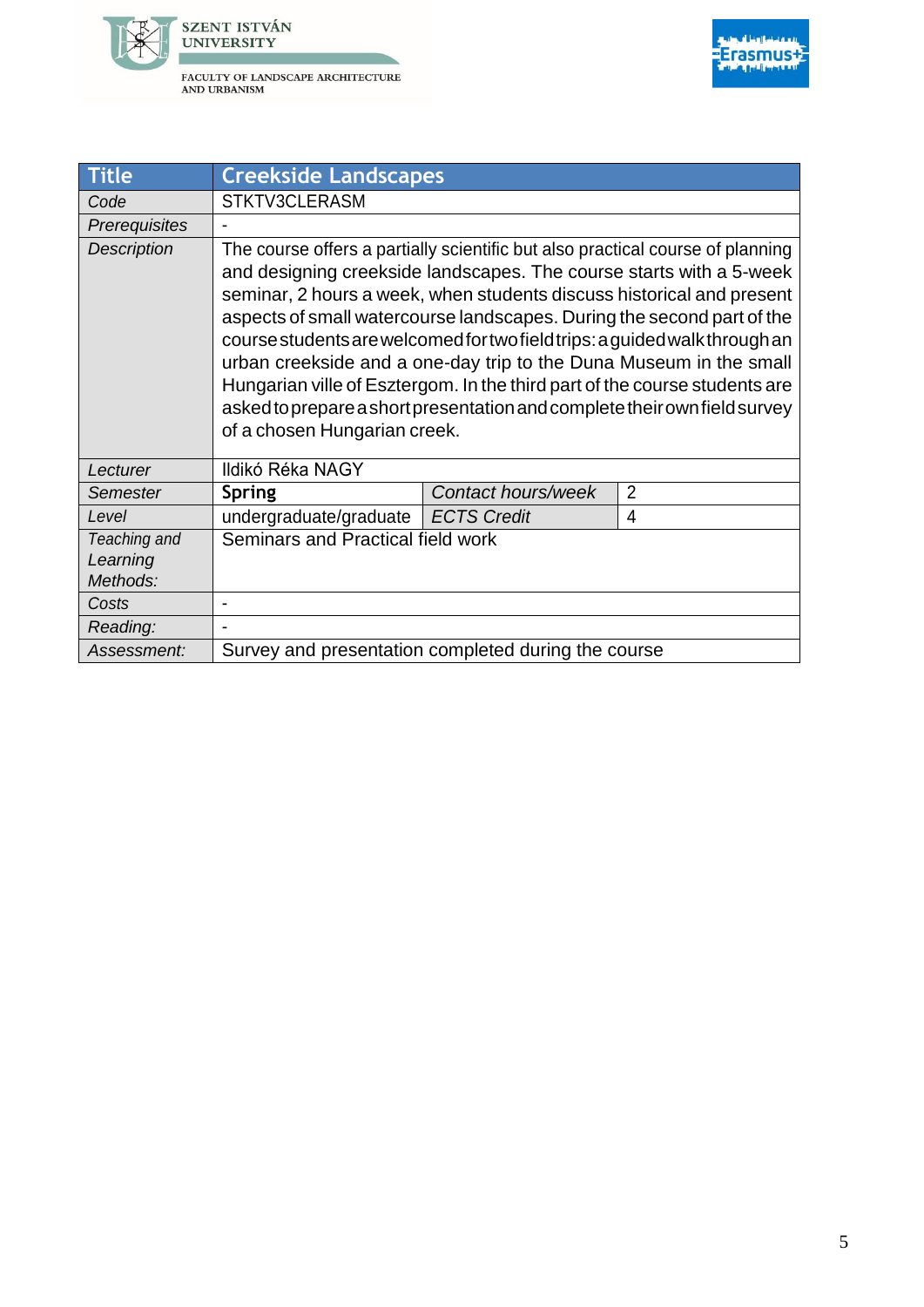| Title | Creekside Landscapes | | |
|---|---|---|---|
| *Code* | STKTV3CLERASM | | |
| *Prerequisites* | - | | |
| *Description* | The course offers a partially scientific but also practical course of planning and designing creekside landscapes. The course starts with a 5-week seminar, 2 hours a week, when students discuss historical and present aspects of small watercourse landscapes. During the second part of the course students are welcomed for two field trips: a guided walk through an urban creekside and a one-day trip to the Duna Museum in the small Hungarian ville of Esztergom. In the third part of the course students are asked to prepare a short presentation and complete their own field survey of a chosen Hungarian creek. | | |
| *Lecturer* | Ildikó Réka NAGY | | |
| *Semester* | **Spring** | *Contact hours/week* | 2 |
| *Level* | undergraduate/graduate | *ECTS Credit* | 4 |
| *Teaching and Learning Methods:* | Seminars and Practical field work | | |
| *Costs* | - | | |
| *Reading:* | - | | |
| *Assessment:* | Survey and presentation completed during the course | | |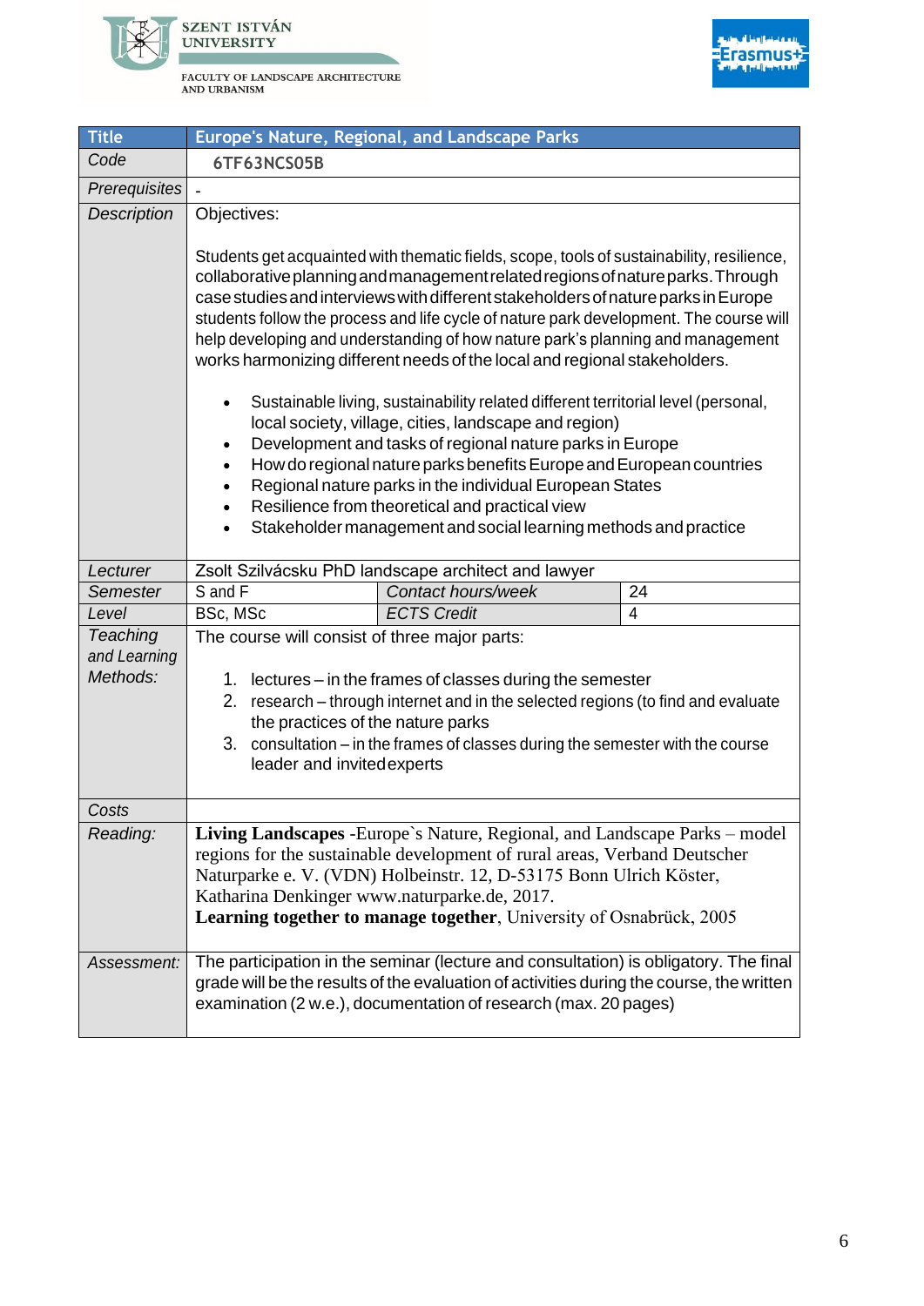| Title | Europe's Nature, Regional, and Landscape Parks | | |
|---|---|---|---|
| *Code* | 6TF63NCS05B | | |
| *Prerequisites* | - | | |
| *Description* | Objectives:<br><br>Students get acquainted with thematic fields, scope, tools of sustainability, resilience, collaborative planning and management related regions of nature parks. Through case studies and interviews with different stakeholders of nature parks in Europe students follow the process and life cycle of nature park development. The course will help developing and understanding of how nature park's planning and management works harmonizing different needs of the local and regional stakeholders.<br><br>• Sustainable living, sustainability related different territorial level (personal, local society, village, cities, landscape and region)<br>• Development and tasks of regional nature parks in Europe<br>• How do regional nature parks benefits Europe and European countries<br>• Regional nature parks in the individual European States<br>• Resilience from theoretical and practical view<br>• Stakeholder management and social learning methods and practice | | |
| *Lecturer* | Zsolt Szilvácsku PhD landscape architect and lawyer | | |
| *Semester* | S and F | *Contact hours/week* | 24 |
| *Level* | BSc, MSc | *ECTS Credit* | 4 |
| *Teaching and Learning Methods:* | The course will consist of three major parts:<br><br>1. lectures – in the frames of classes during the semester<br>2. research – through internet and in the selected regions (to find and evaluate the practices of the nature parks<br>3. consultation – in the frames of classes during the semester with the course leader and invited experts | | |
| *Costs* | | | |
| *Reading:* | **Living Landscapes** -Europe`s Nature, Regional, and Landscape Parks – model regions for the sustainable development of rural areas, Verband Deutscher Naturparke e. V. (VDN) Holbeinstr. 12, D-53175 Bonn Ulrich Köster, Katharina Denkinger www.naturparke.de, 2017.<br>**Learning together to manage together**, University of Osnabrück, 2005 | | |
| *Assessment:* | The participation in the seminar (lecture and consultation) is obligatory. The final grade will be the results of the evaluation of activities during the course, the written examination (2 w.e.), documentation of research (max. 20 pages) | | |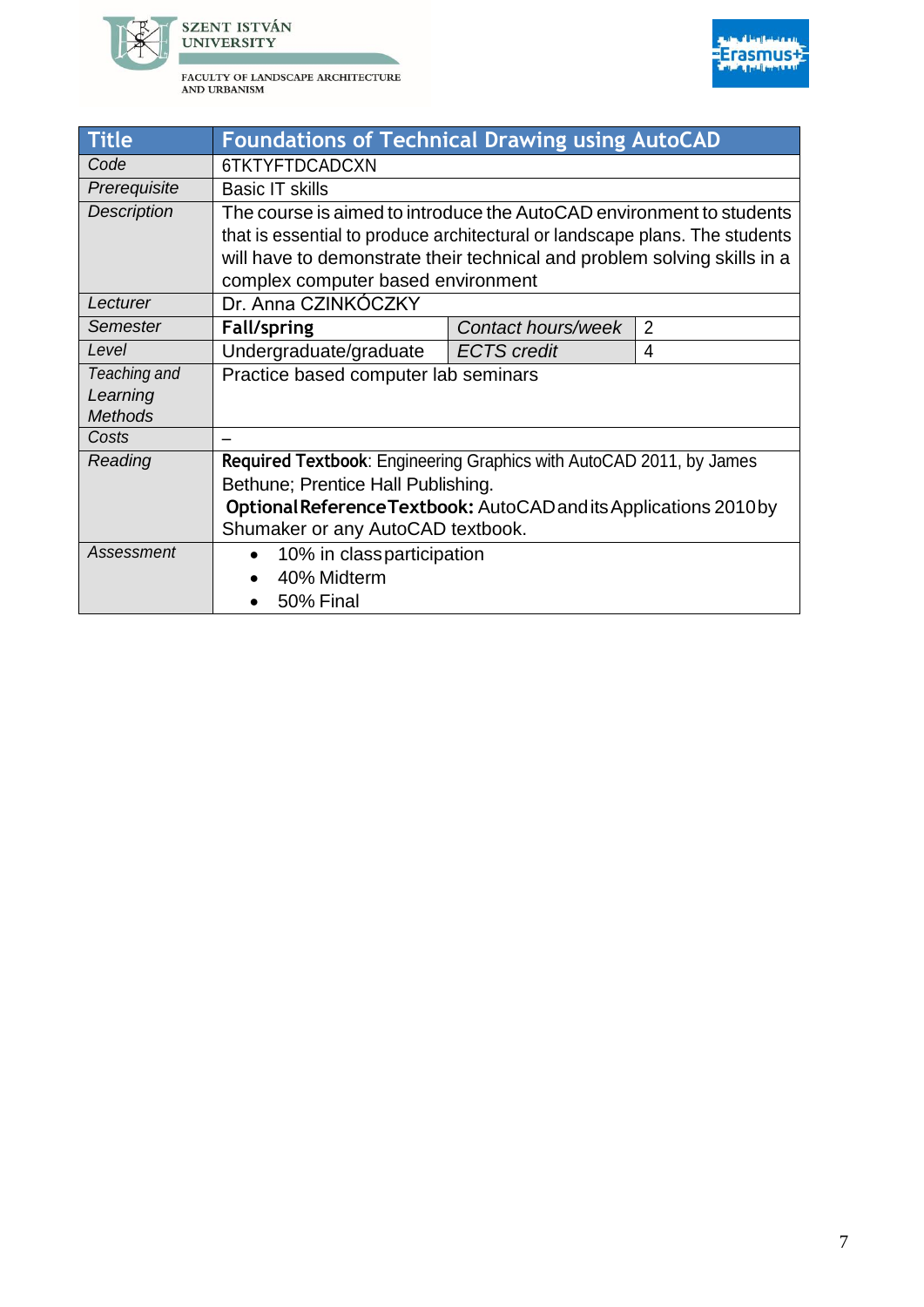| Title | Foundations of Technical Drawing using AutoCAD | | |
|---|---|---|---|
| *Code* | 6TKTYFTDCADCXN | | |
| *Prerequisite* | Basic IT skills | | |
| *Description* | The course is aimed to introduce the AutoCAD environment to students that is essential to produce architectural or landscape plans. The students will have to demonstrate their technical and problem solving skills in a complex computer based environment | | |
| *Lecturer* | Dr. Anna CZINKÓCZKY | | |
| *Semester* | **Fall/spring** | *Contact hours/week* | 2 |
| *Level* | Undergraduate/graduate | *ECTS credit* | 4 |
| *Teaching and Learning Methods* | Practice based computer lab seminars | | |
| *Costs* | – | | |
| *Reading* | **Required Textbook**: Engineering Graphics with AutoCAD 2011, by James Bethune; Prentice Hall Publishing. **Optional Reference Textbook:** AutoCAD and its Applications 2010 by Shumaker or any AutoCAD textbook. | | |
| *Assessment* | • 10% in class participation<br>• 40% Midterm<br>• 50% Final | | |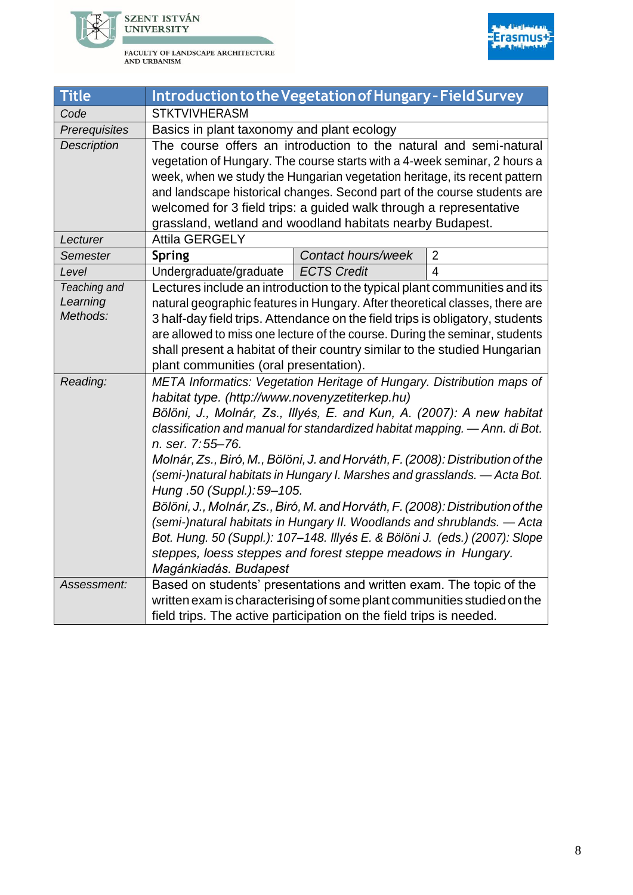| Title | Introduction to the Vegetation of Hungary - Field Survey | | |
|---|---|---|---|
| *Code* | STKTVIVHERASM | | |
| *Prerequisites* | Basics in plant taxonomy and plant ecology | | |
| *Description* | The course offers an introduction to the natural and semi-natural vegetation of Hungary. The course starts with a 4-week seminar, 2 hours a week, when we study the Hungarian vegetation heritage, its recent pattern and landscape historical changes. Second part of the course students are welcomed for 3 field trips: a guided walk through a representative grassland, wetland and woodland habitats nearby Budapest. | | |
| *Lecturer* | Attila GERGELY | | |
| *Semester* | **Spring** | *Contact hours/week* | 2 |
| *Level* | Undergraduate/graduate | *ECTS Credit* | 4 |
| *Teaching and Learning Methods:* | Lectures include an introduction to the typical plant communities and its natural geographic features in Hungary. After theoretical classes, there are 3 half-day field trips. Attendance on the field trips is obligatory, students are allowed to miss one lecture of the course. During the seminar, students shall present a habitat of their country similar to the studied Hungarian plant communities (oral presentation). | | |
| *Reading:* | *META Informatics: Vegetation Heritage of Hungary. Distribution maps of habitat type. (http://www.novenyzetiterkep.hu)*<br>*Bölöni, J., Molnár, Zs., Illyés, E. and Kun, A. (2007): A new habitat classification and manual for standardized habitat mapping. — Ann. di Bot. n. ser. 7:55–76.*<br>*Molnár, Zs., Biró, M., Bölöni, J. and Horváth, F. (2008): Distribution of the (semi-)natural habitats in Hungary I. Marshes and grasslands. — Acta Bot. Hung .50 (Suppl.):59–105.*<br>*Bölöni, J., Molnár, Zs., Biró, M. and Horváth, F. (2008): Distribution of the (semi-)natural habitats in Hungary II. Woodlands and shrublands. — Acta Bot. Hung. 50 (Suppl.): 107–148. Illyés E. & Bölöni J. (eds.) (2007): Slope steppes, loess steppes and forest steppe meadows in Hungary. Magánkiadás. Budapest* | | |
| *Assessment:* | Based on students' presentations and written exam. The topic of the written exam is characterising of some plant communities studied on the field trips. The active participation on the field trips is needed. | | |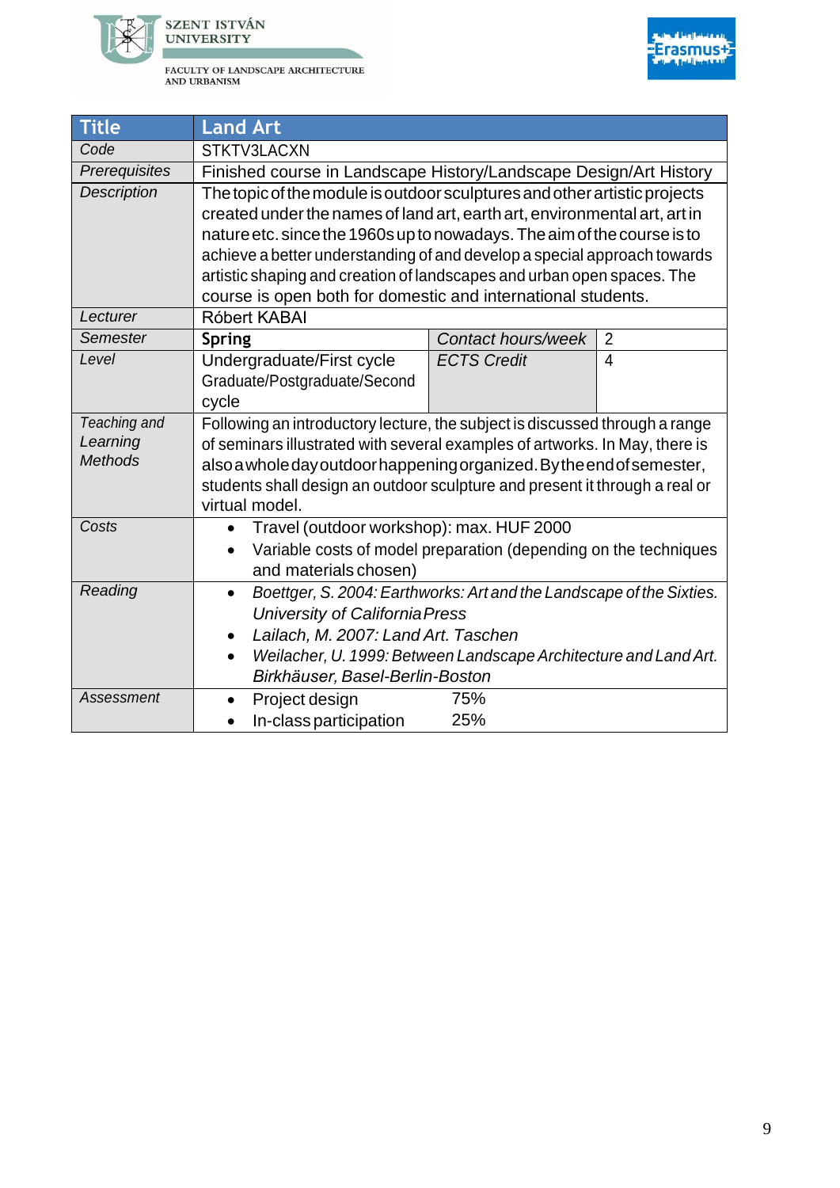| Title | Land Art | | |
|---|---|---|---|
| *Code* | STKTV3LACXN | | |
| *Prerequisites* | Finished course in Landscape History/Landscape Design/Art History | | |
| *Description* | The topic of the module is outdoor sculptures and other artistic projects created under the names of land art, earth art, environmental art, art in nature etc. since the 1960s up to nowadays. The aim of the course is to achieve a better understanding of and develop a special approach towards artistic shaping and creation of landscapes and urban open spaces. The course is open both for domestic and international students. | | |
| *Lecturer* | Róbert KABAI | | |
| *Semester* | **Spring** | *Contact hours/week* | 2 |
| *Level* | Undergraduate/First cycle<br>Graduate/Postgraduate/Second cycle | *ECTS Credit* | 4 |
| *Teaching and Learning Methods* | Following an introductory lecture, the subject is discussed through a range of seminars illustrated with several examples of artworks. In May, there is also a whole day outdoor happening organized. By the end of semester, students shall design an outdoor sculpture and present it through a real or virtual model. | | |
| *Costs* | • Travel (outdoor workshop): max. HUF 2000<br>• Variable costs of model preparation (depending on the techniques and materials chosen) | | |
| *Reading* | • *Boettger, S. 2004: Earthworks: Art and the Landscape of the Sixties. University of California Press*<br>• *Lailach, M. 2007: Land Art. Taschen*<br>• *Weilacher, U. 1999: Between Landscape Architecture and Land Art. Birkhäuser, Basel-Berlin-Boston* | | |
| *Assessment* | • Project design 75%<br>• In-class participation 25% | | |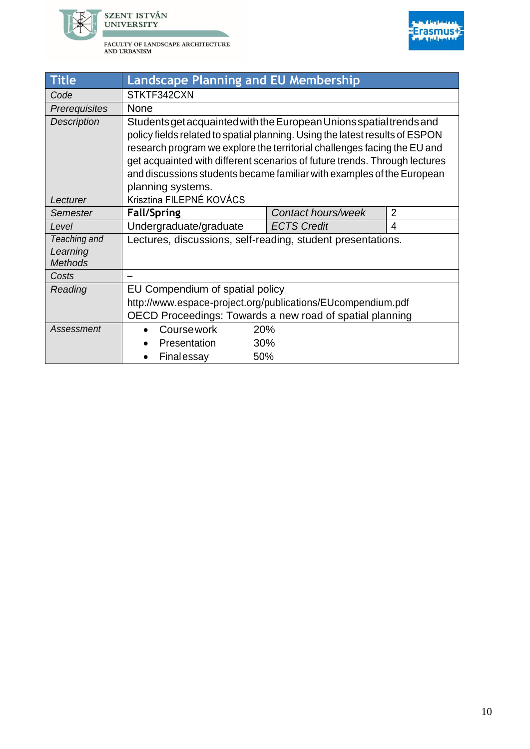SZENT ISTVÁN UNIVERSITY

FACULTY OF LANDSCAPE ARCHITECTURE AND URBANISM

| Title | Landscape Planning and EU Membership | | |
|---|---|---|---|
| *Code* | STKTF342CXN | | |
| *Prerequisites* | None | | |
| *Description* | Students get acquainted with the European Unions spatial trends and policy fields related to spatial planning. Using the latest results of ESPON research program we explore the territorial challenges facing the EU and get acquainted with different scenarios of future trends. Through lectures and discussions students became familiar with examples of the European planning systems. | | |
| *Lecturer* | Krisztina FILEPNÉ KOVÁCS | | |
| *Semester* | **Fall/Spring** | *Contact hours/week* | 2 |
| *Level* | Undergraduate/graduate | *ECTS Credit* | 4 |
| *Teaching and Learning Methods* | Lectures, discussions, self-reading, student presentations. | | |
| *Costs* | – | | |
| *Reading* | EU Compendium of spatial policy<br>http://www.espace-project.org/publications/EUcompendium.pdf<br>OECD Proceedings: Towards a new road of spatial planning | | |
| *Assessment* | • Coursework 20%<br>• Presentation 30%<br>• Final essay 50% | | |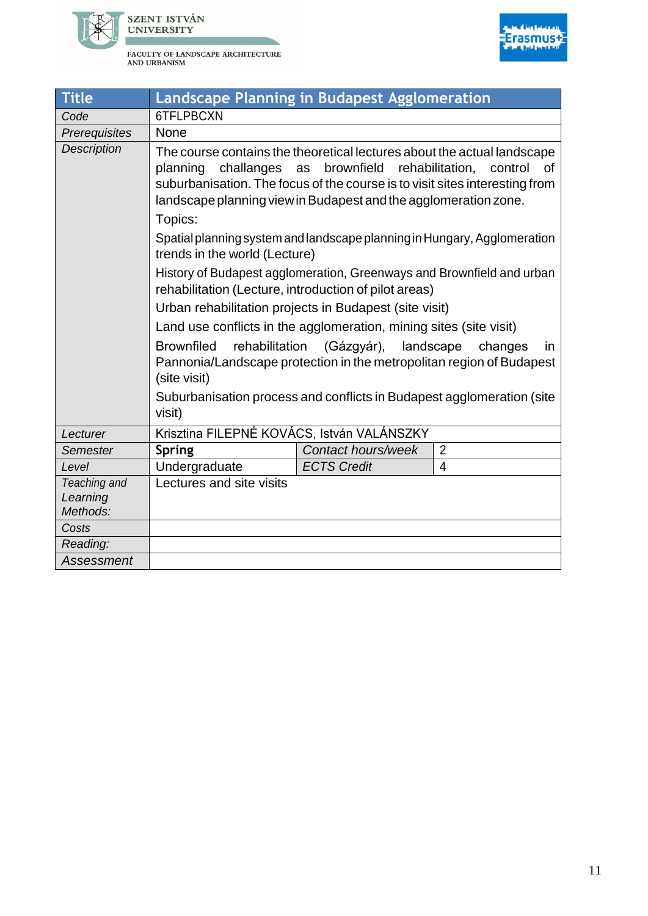| Title | Landscape Planning in Budapest Agglomeration | | |
|---|---|---|---|
| *Code* | 6TFLPBCXN | | |
| *Prerequisites* | None | | |
| *Description* | The course contains the theoretical lectures about the actual landscape planning challanges as brownfield rehabilitation, control of suburbanisation. The focus of the course is to visit sites interesting from landscape planning view in Budapest and the agglomeration zone.<br>Topics:<br>Spatial planning system and landscape planning in Hungary, Agglomeration trends in the world (Lecture)<br>History of Budapest agglomeration, Greenways and Brownfield and urban rehabilitation (Lecture, introduction of pilot areas)<br>Urban rehabilitation projects in Budapest (site visit)<br>Land use conflicts in the agglomeration, mining sites (site visit)<br>Brownfiled rehabilitation (Gázgyár), landscape changes in Pannonia/Landscape protection in the metropolitan region of Budapest (site visit)<br>Suburbanisation process and conflicts in Budapest agglomeration (site visit) | | |
| *Lecturer* | Krisztina FILEPNÉ KOVÁCS, István VALÁNSZKY | | |
| *Semester* | **Spring** | *Contact hours/week* | 2 |
| *Level* | Undergraduate | *ECTS Credit* | 4 |
| *Teaching and Learning Methods:* | Lectures and site visits | | |
| *Costs* | | | |
| *Reading:* | | | |
| *Assessment* | | | |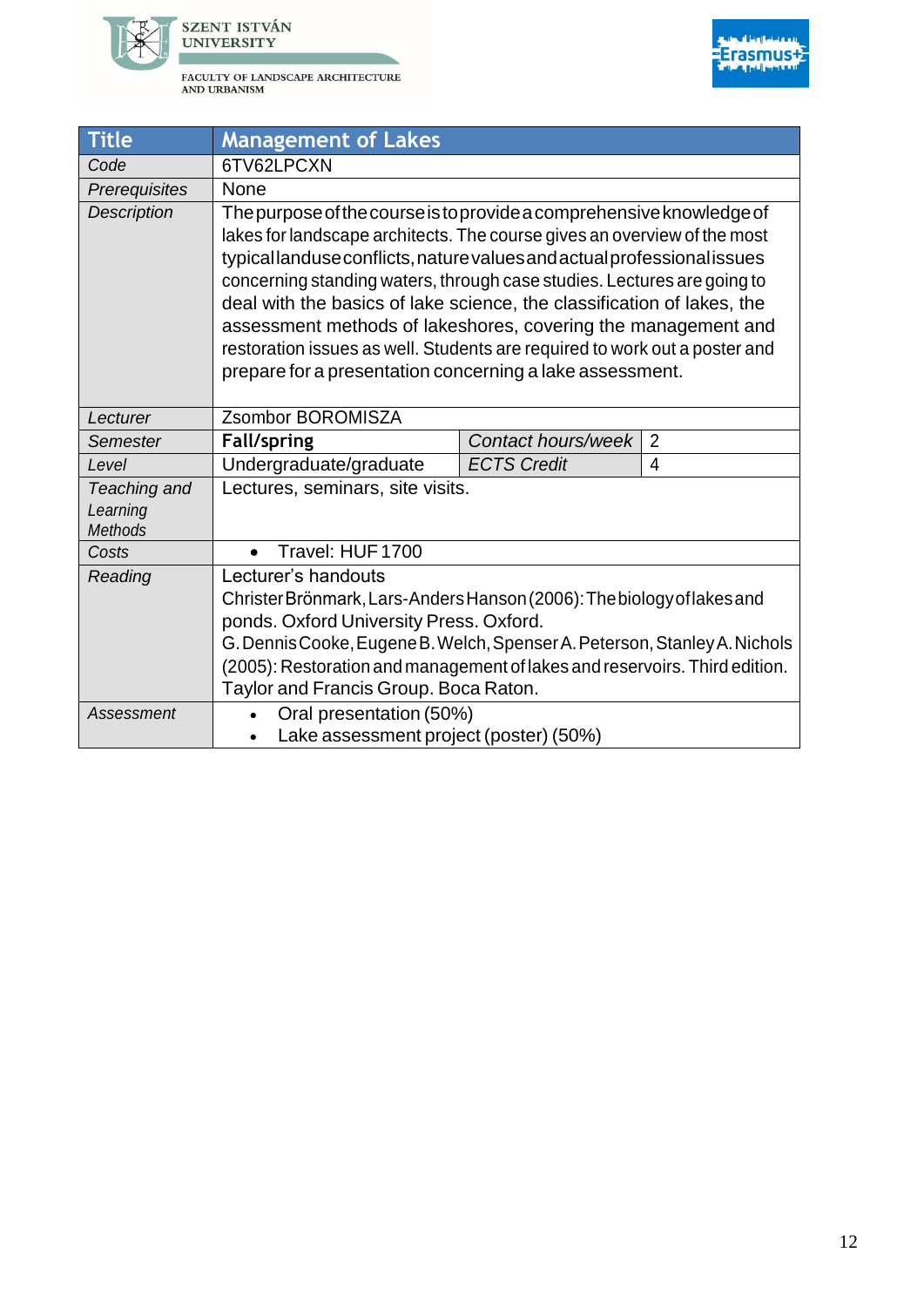| Title | Management of Lakes | | |
|---|---|---|---|
| *Code* | 6TV62LPCXN | | |
| *Prerequisites* | None | | |
| *Description* | The purpose of the course is to provide a comprehensive knowledge of lakes for landscape architects. The course gives an overview of the most typical landuse conflicts, nature values and actual professional issues concerning standing waters, through case studies. Lectures are going to deal with the basics of lake science, the classification of lakes, the assessment methods of lakeshores, covering the management and restoration issues as well. Students are required to work out a poster and prepare for a presentation concerning a lake assessment. | | |
| *Lecturer* | Zsombor BOROMISZA | | |
| *Semester* | **Fall/spring** | *Contact hours/week* | 2 |
| *Level* | Undergraduate/graduate | *ECTS Credit* | 4 |
| *Teaching and Learning Methods* | Lectures, seminars, site visits. | | |
| *Costs* | • Travel: HUF 1700 | | |
| *Reading* | Lecturer's handouts<br>Christer Brönmark, Lars-Anders Hanson (2006): The biology of lakes and ponds. Oxford University Press. Oxford.<br>G. Dennis Cooke, Eugene B. Welch, Spenser A. Peterson, Stanley A. Nichols (2005): Restoration and management of lakes and reservoirs. Third edition. Taylor and Francis Group. Boca Raton. | | |
| *Assessment* | • Oral presentation (50%)<br>• Lake assessment project (poster) (50%) | | |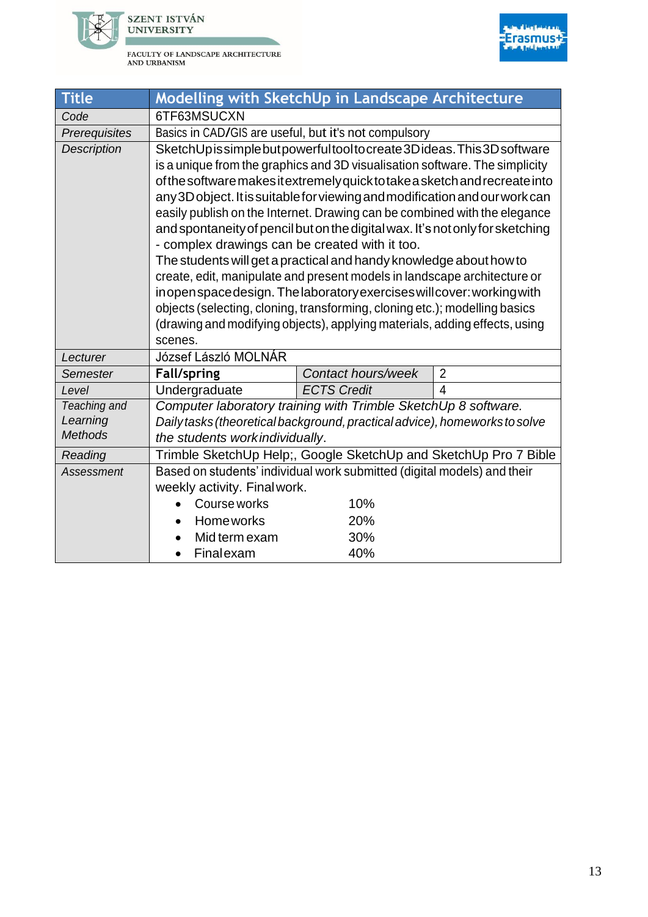SZENT ISTVÁN UNIVERSITY

FACULTY OF LANDSCAPE ARCHITECTURE AND URBANISM

| Title | Modelling with SketchUp in Landscape Architecture | | |
|---|---|---|---|
| *Code* | 6TF63MSUCXN | | |
| *Prerequisites* | Basics in CAD/GIS are useful, but it's not compulsory | | |
| *Description* | SketchUp is simple but powerful tool to create 3D ideas. This 3D software is a unique from the graphics and 3D visualisation software. The simplicity of the software makes it extremely quick to take a sketch and recreate into any 3D object. It is suitable for viewing and modification and our work can easily publish on the Internet. Drawing can be combined with the elegance and spontaneity of pencil but on the digital wax. It's not only for sketching - complex drawings can be created with it too.<br>The students will get a practical and handy knowledge about how to create, edit, manipulate and present models in landscape architecture or in open space design. The laboratory exercises will cover: working with objects (selecting, cloning, transforming, cloning etc.); modelling basics (drawing and modifying objects), applying materials, adding effects, using scenes. | | |
| *Lecturer* | József László MOLNÁR | | |
| *Semester* | **Fall/spring** | *Contact hours/week* | 2 |
| *Level* | Undergraduate | *ECTS Credit* | 4 |
| *Teaching and Learning Methods* | *Computer laboratory training with Trimble SketchUp 8 software. Daily tasks (theoretical background, practical advice), homeworks to solve the students work individually.* | | |
| *Reading* | Trimble SketchUp Help;, Google SketchUp and SketchUp Pro 7 Bible | | |
| *Assessment* | Based on students' individual work submitted (digital models) and their weekly activity. Final work.<br>• Course works 10%<br>• Homeworks 20%<br>• Mid term exam 30%<br>• Final exam 40% | | |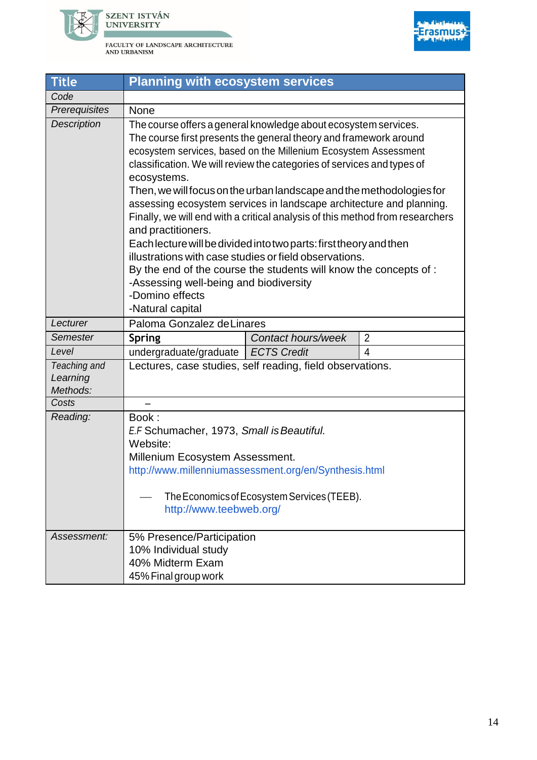| Title | Planning with ecosystem services | | |
|---|---|---|---|
| *Code* | | | |
| *Prerequisites* | None | | |
| *Description* | The course offers a general knowledge about ecosystem services.<br>The course first presents the general theory and framework around ecosystem services, based on the Millenium Ecosystem Assessment classification. We will review the categories of services and types of ecosystems.<br>Then, we will focus on the urban landscape and the methodologies for assessing ecosystem services in landscape architecture and planning. Finally, we will end with a critical analysis of this method from researchers and practitioners.<br>Each lecture will be divided into two parts: first theory and then illustrations with case studies or field observations.<br>By the end of the course the students will know the concepts of :<br>-Assessing well-being and biodiversity<br>-Domino effects<br>-Natural capital | | |
| *Lecturer* | Paloma Gonzalez de Linares | | |
| *Semester* | Spring | *Contact hours/week* | 2 |
| *Level* | undergraduate/graduate | *ECTS Credit* | 4 |
| *Teaching and Learning Methods:* | Lectures, case studies, self reading, field observations. | | |
| *Costs* | – | | |
| *Reading:* | Book :<br>E.F Schumacher, 1973, *Small is Beautiful.*<br>Website:<br>Millenium Ecosystem Assessment.<br>http://www.millenniumassessment.org/en/Synthesis.html<br>— The Economics of Ecosystem Services (TEEB). http://www.teebweb.org/ | | |
| *Assessment:* | 5% Presence/Participation<br>10% Individual study<br>40% Midterm Exam<br>45% Final group work | | |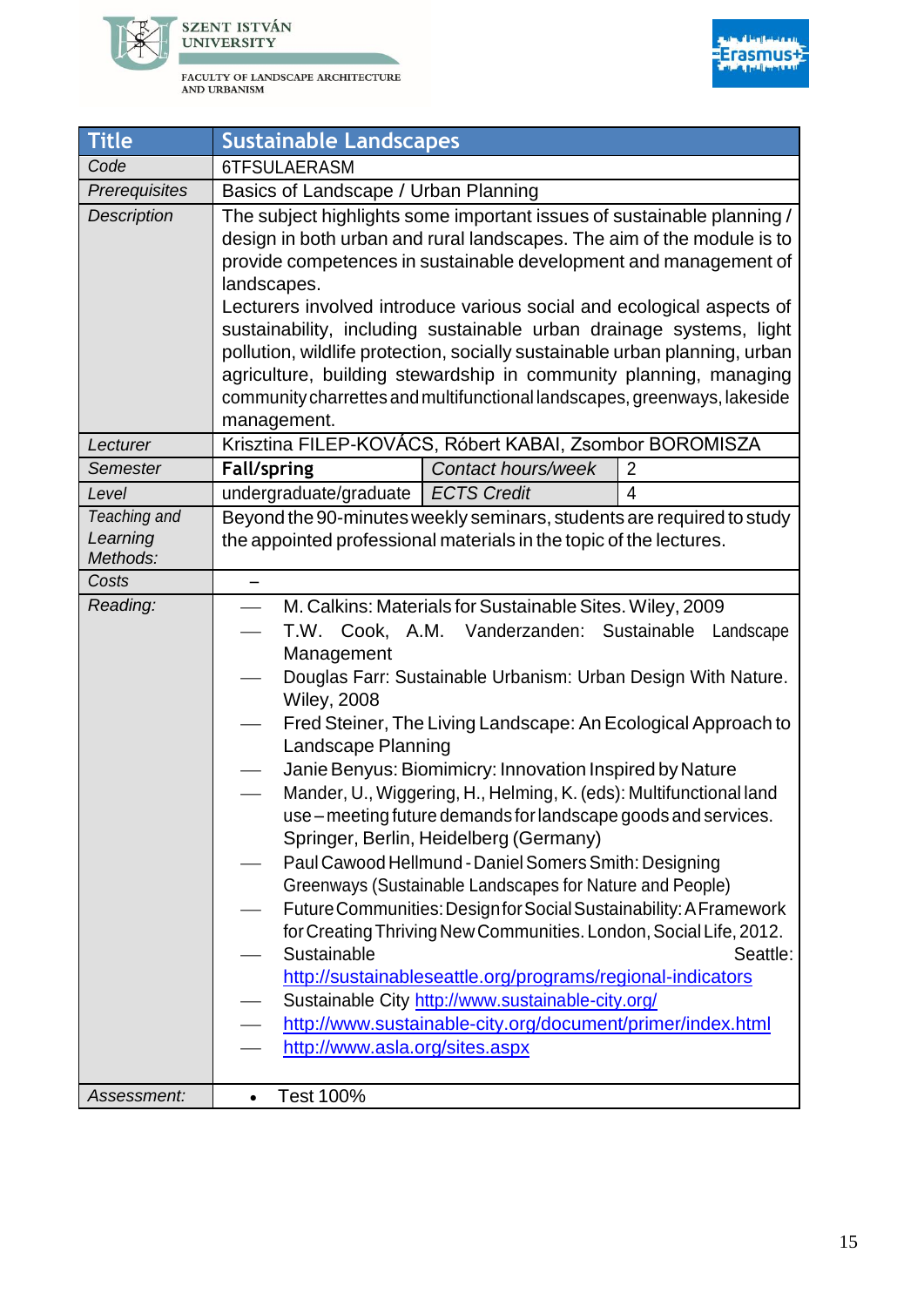SZENT ISTVÁN UNIVERSITY

FACULTY OF LANDSCAPE ARCHITECTURE AND URBANISM

| Title | Sustainable Landscapes | | |
|---|---|---|---|
| *Code* | 6TFSULAERASM | | |
| *Prerequisites* | Basics of Landscape / Urban Planning | | |
| *Description* | The subject highlights some important issues of sustainable planning / design in both urban and rural landscapes. The aim of the module is to provide competences in sustainable development and management of landscapes.<br>Lecturers involved introduce various social and ecological aspects of sustainability, including sustainable urban drainage systems, light pollution, wildlife protection, socially sustainable urban planning, urban agriculture, building stewardship in community planning, managing community charrettes and multifunctional landscapes, greenways, lakeside management. | | |
| *Lecturer* | Krisztina FILEP-KOVÁCS, Róbert KABAI, Zsombor BOROMISZA | | |
| *Semester* | **Fall/spring** | *Contact hours/week* | 2 |
| *Level* | undergraduate/graduate | *ECTS Credit* | 4 |
| *Teaching and Learning Methods:* | Beyond the 90-minutes weekly seminars, students are required to study the appointed professional materials in the topic of the lectures. | | |
| *Costs* | – | | |
| *Reading:* | — M. Calkins: Materials for Sustainable Sites. Wiley, 2009<br>— T.W. Cook, A.M. Vanderzanden: Sustainable Landscape Management<br>— Douglas Farr: Sustainable Urbanism: Urban Design With Nature. Wiley, 2008<br>— Fred Steiner, The Living Landscape: An Ecological Approach to Landscape Planning<br>— Janie Benyus: Biomimicry: Innovation Inspired by Nature<br>— Mander, U., Wiggering, H., Helming, K. (eds): Multifunctional land use – meeting future demands for landscape goods and services. Springer, Berlin, Heidelberg (Germany)<br>— Paul Cawood Hellmund - Daniel Somers Smith: Designing Greenways (Sustainable Landscapes for Nature and People)<br>— Future Communities: Design for Social Sustainability: A Framework for Creating Thriving New Communities. London, Social Life, 2012.<br>— Sustainable Seattle: http://sustainableseattle.org/programs/regional-indicators<br>— Sustainable City http://www.sustainable-city.org/<br>— http://www.sustainable-city.org/document/primer/index.html<br>— http://www.asla.org/sites.aspx | | |
| *Assessment:* | • Test 100% | | |